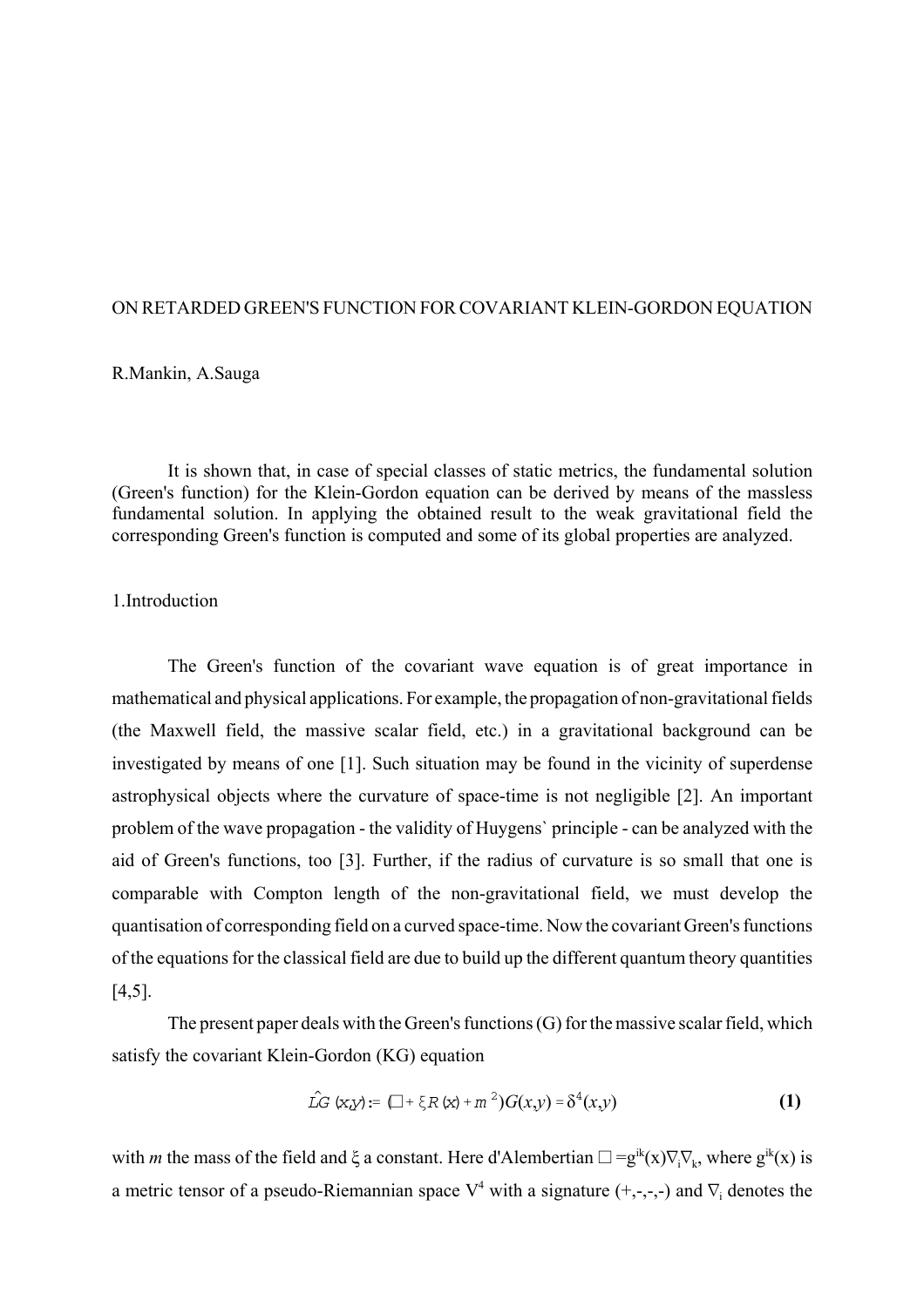# ON RETARDED GREEN'S FUNCTION FOR COVARIANT KLEIN-GORDON EQUATION

R.Mankin, A.Sauga

It is shown that, in case of special classes of static metrics, the fundamental solution (Green's function) for the Klein-Gordon equation can be derived by means of the massless fundamental solution. In applying the obtained result to the weak gravitational field the corresponding Green's function is computed and some of its global properties are analyzed.

## 1.Introduction

The Green's function of the covariant wave equation is of great importance in mathematical and physical applications. For example, the propagation of non-gravitational fields (the Maxwell field, the massive scalar field, etc.) in a gravitational background can be investigated by means of one [1]. Such situation may be found in the vicinity of superdense astrophysical objects where the curvature of space-time is not negligible [2]. An important problem of the wave propagation - the validity of Huygens` principle - can be analyzed with the aid of Green's functions, too [3]. Further, if the radius of curvature is so small that one is comparable with Compton length of the non-gravitational field, we must develop the quantisation of corresponding field on a curved space-time. Now the covariant Green's functions of the equations for the classical field are due to build up the different quantum theory quantities [4,5].

The present paper deals with the Green's functions (G) for the massive scalar field, which satisfy the covariant Klein-Gordon (KG) equation

$$\hat{L}G(x,y) := (\Box + \xi R(x) + m^2)G(x,y) = \delta^4(x,y) \tag{1}$$

with $m$ the mass of the field and $\xi$ a constant. Here d'Alembertian $\Box = g^{ik}(x)\nabla_i\nabla_k$, where $g^{ik}(x)$ is a metric tensor of a pseudo-Riemannian space $V^4$ with a signature (+,-,-,-) and $\nabla_i$ denotes the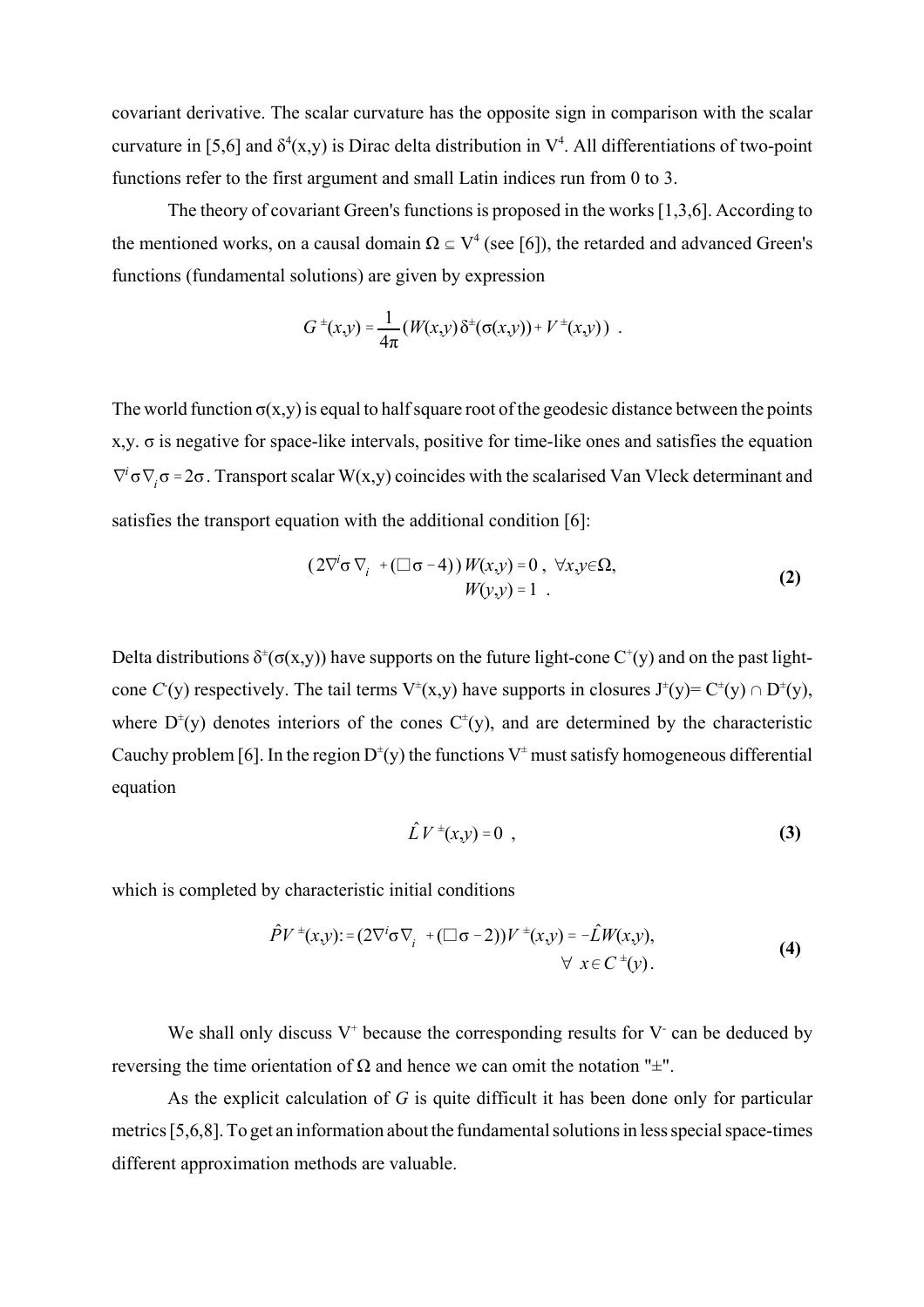covariant derivative. The scalar curvature has the opposite sign in comparison with the scalar curvature in [5,6] and $\delta^4(x,y)$ is Dirac delta distribution in $V^4$. All differentiations of two-point functions refer to the first argument and small Latin indices run from 0 to 3.

The theory of covariant Green's functions is proposed in the works [1,3,6]. According to the mentioned works, on a causal domain $\Omega \subseteq V^4$ (see [6]), the retarded and advanced Green's functions (fundamental solutions) are given by expression

$$G^{\pm}(x,y) = \frac{1}{4\pi}\left(W(x,y)\,\delta^{\pm}(\sigma(x,y)) + V^{\pm}(x,y)\right) \ .$$

The world function $\sigma(x,y)$ is equal to half square root of the geodesic distance between the points x,y. $\sigma$ is negative for space-like intervals, positive for time-like ones and satisfies the equation $\nabla^i\sigma\nabla_i\sigma = 2\sigma$. Transport scalar W(x,y) coincides with the scalarised Van Vleck determinant and satisfies the transport equation with the additional condition [6]:

$$\begin{gathered}(2\nabla^i\sigma\,\nabla_i + (\Box\sigma - 4))\,W(x,y) = 0\ ,\ \ \forall x,y\in\Omega,\\ W(y,y) = 1\ \ .\end{gathered} \tag{2}$$

Delta distributions $\delta^{\pm}(\sigma(x,y))$ have supports on the future light-cone $C^+(y)$ and on the past light-cone $C^-(y)$ respectively. The tail terms $V^{\pm}(x,y)$ have supports in closures $J^{\pm}(y) = C^{\pm}(y) \cap D^{\pm}(y)$, where $D^{\pm}(y)$ denotes interiors of the cones $C^{\pm}(y)$, and are determined by the characteristic Cauchy problem [6]. In the region $D^{\pm}(y)$ the functions $V^{\pm}$ must satisfy homogeneous differential equation

$$\hat{L}\,V^{\pm}(x,y) = 0\ \ , \tag{3}$$

which is completed by characteristic initial conditions

$$\begin{gathered}\hat{P}V^{\pm}(x,y) := (2\nabla^i\sigma\nabla_i + (\Box\sigma - 2))V^{\pm}(x,y) = -\hat{L}W(x,y),\\ \forall\ x\in C^{\pm}(y)\,.\end{gathered} \tag{4}$$

We shall only discuss $V^+$ because the corresponding results for $V^-$ can be deduced by reversing the time orientation of $\Omega$ and hence we can omit the notation "$\pm$".

As the explicit calculation of *G* is quite difficult it has been done only for particular metrics [5,6,8]. To get an information about the fundamental solutions in less special space-times different approximation methods are valuable.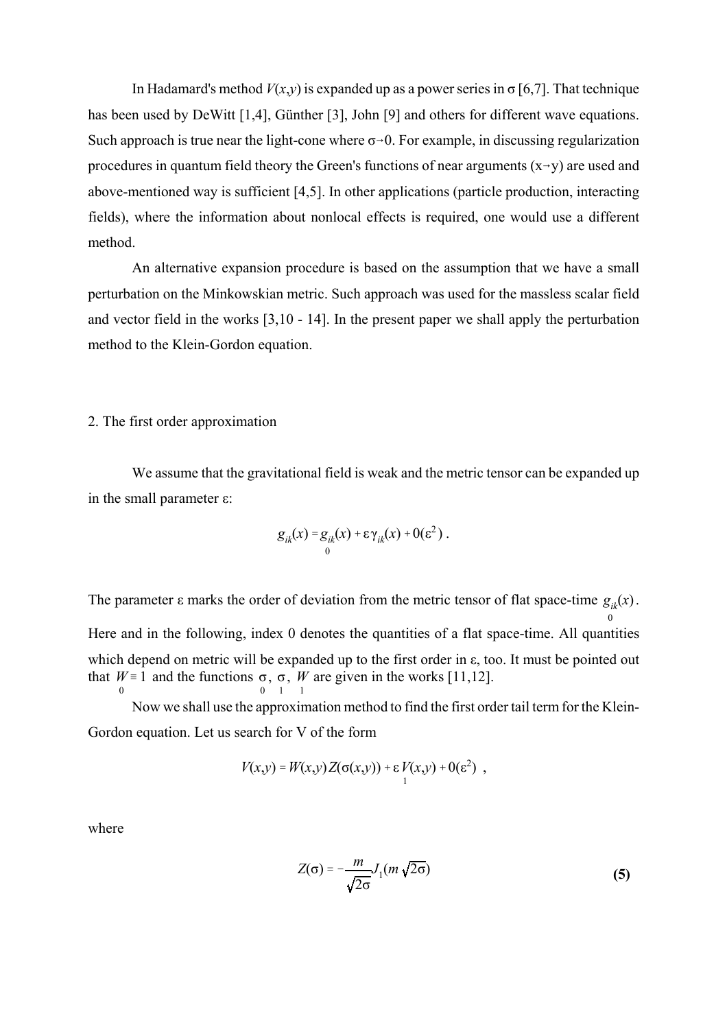In Hadamard's method $V(x,y)$ is expanded up as a power series in σ [6,7]. That technique has been used by DeWitt [1,4], Günther [3], John [9] and others for different wave equations. Such approach is true near the light-cone where $\sigma \to 0$. For example, in discussing regularization procedures in quantum field theory the Green's functions of near arguments ($x \to y$) are used and above-mentioned way is sufficient [4,5]. In other applications (particle production, interacting fields), where the information about nonlocal effects is required, one would use a different method.

An alternative expansion procedure is based on the assumption that we have a small perturbation on the Minkowskian metric. Such approach was used for the massless scalar field and vector field in the works [3,10 - 14]. In the present paper we shall apply the perturbation method to the Klein-Gordon equation.

## 2. The first order approximation

We assume that the gravitational field is weak and the metric tensor can be expanded up in the small parameter ε:

$$g_{ik}(x) = \underset{0}{g_{ik}}(x) + \varepsilon \gamma_{ik}(x) + 0(\varepsilon^2) \; .$$

The parameter ε marks the order of deviation from the metric tensor of flat space-time $\underset{0}{g_{ik}}(x)$. Here and in the following, index 0 denotes the quantities of a flat space-time. All quantities which depend on metric will be expanded up to the first order in ε, too. It must be pointed out that $\underset{0}{W} \equiv 1$ and the functions $\underset{0}{\sigma}$, $\underset{1}{\sigma}$, $\underset{1}{W}$ are given in the works [11,12].

Now we shall use the approximation method to find the first order tail term for the Klein-Gordon equation. Let us search for V of the form

$$V(x,y) = W(x,y)\, Z(\sigma(x,y)) + \varepsilon \underset{1}{V}(x,y) + 0(\varepsilon^2) \;\; ,$$

where

$$Z(\sigma) = -\frac{m}{\sqrt{2\sigma}} J_1(m\sqrt{2\sigma}) \tag{5}$$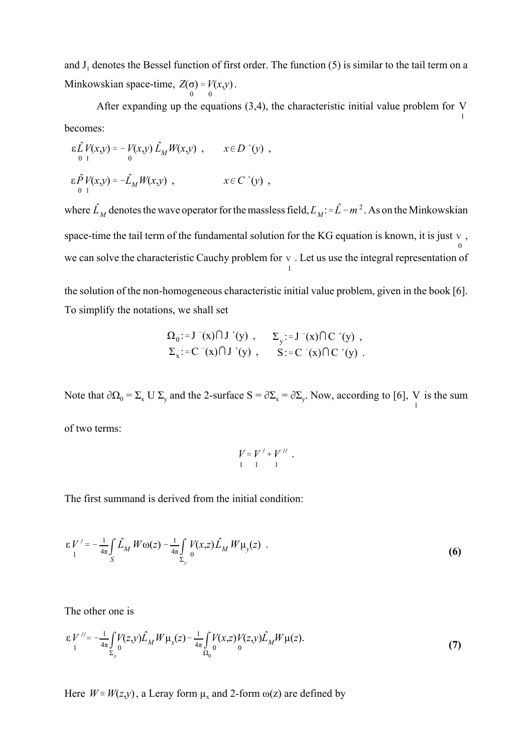and $J_1$ denotes the Bessel function of first order. The function (5) is similar to the tail term on a Minkowskian space-time, $\underset{0}{Z}(\sigma) = \underset{0}{V}(x,y)$.

After expanding up the equations (3,4), the characteristic initial value problem for $\underset{1}{V}$ becomes:

$$\varepsilon \underset{0}{\hat{L}} \underset{1}{V}(x,y) = - \underset{0}{V}(x,y)\, \hat{L}_M W(x,y) \ , \qquad x \in D^+(y) \ ,$$

$$\varepsilon \underset{0}{\hat{P}} \underset{1}{V}(x,y) = - \hat{L}_M W(x,y) \ , \qquad x \in C^+(y) \ ,$$

where $\hat{L}_M$ denotes the wave operator for the massless field, $L_M := \hat{L} - m^2$. As on the Minkowskian space-time the tail term of the fundamental solution for the KG equation is known, it is just $\underset{0}{v}$, we can solve the characteristic Cauchy problem for $\underset{1}{v}$. Let us use the integral representation of the solution of the non-homogeneous characteristic initial value problem, given in the book [6]. To simplify the notations, we shall set

$$\Omega_0 := J^-(x) \cap J^+(y) \ , \qquad \Sigma_y := J^-(x) \cap C^+(y) \ ,$$
$$\Sigma_x := C^-(x) \cap J^+(y) \ , \qquad S := C^-(x) \cap C^+(y) \ .$$

Note that $\partial\Omega_0 = \Sigma_x \cup \Sigma_y$ and the 2-surface $S = \partial\Sigma_x = \partial\Sigma_y$. Now, according to [6], $\underset{1}{V}$ is the sum of two terms:

$$\underset{1}{V} = \underset{1}{V}^{/} + \underset{1}{V}^{//} \ .$$

The first summand is derived from the initial condition:

$$\varepsilon \underset{1}{V}^{/} = -\frac{1}{4\pi} \int_S \hat{L}_M W \omega(z) - \frac{1}{4\pi} \int_{\Sigma_y} \underset{0}{V}(x,z) \hat{L}_M W \mu_y(z) \ . \tag{6}$$

The other one is

$$\varepsilon \underset{1}{V}^{//} = -\frac{1}{4\pi} \int_{\Sigma_x} \underset{0}{V}(z,y) \hat{L}_M W \mu_x(z) - \frac{1}{4\pi} \int_{\Omega_0} \underset{0}{V}(x,z) \underset{0}{V}(z,y) \hat{L}_M W \mu(z). \tag{7}$$

Here $W \equiv W(z,y)$, a Leray form $\mu_x$ and 2-form $\omega(z)$ are defined by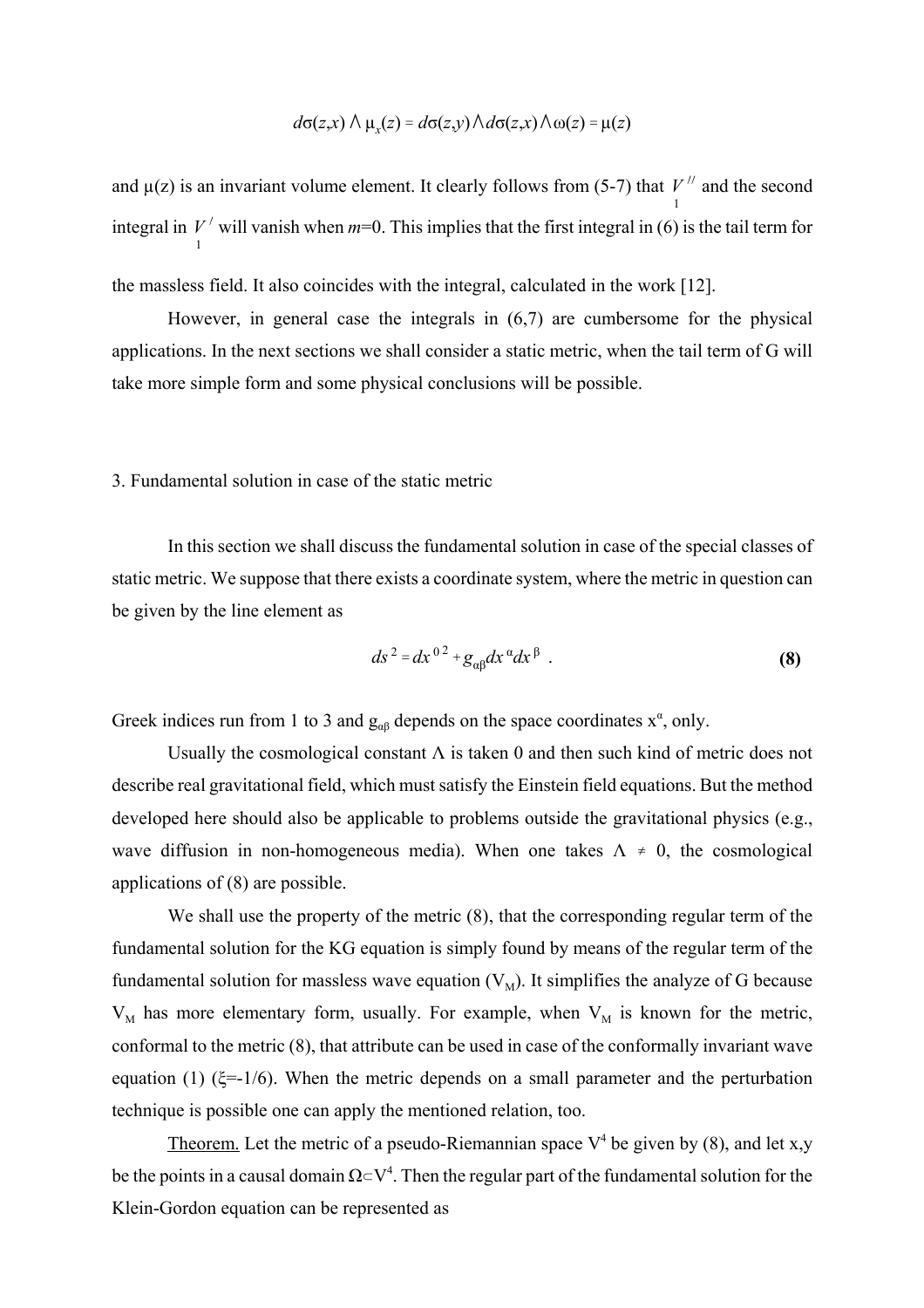$$d\sigma(z,x) \wedge \mu_x(z) = d\sigma(z,y) \wedge d\sigma(z,x) \wedge \omega(z) = \mu(z)$$

and μ(z) is an invariant volume element. It clearly follows from (5-7) that $\underset{1}{V''}$ and the second integral in $\underset{1}{V'}$ will vanish when *m*=0. This implies that the first integral in (6) is the tail term for the massless field. It also coincides with the integral, calculated in the work [12].

However, in general case the integrals in (6,7) are cumbersome for the physical applications. In the next sections we shall consider a static metric, when the tail term of G will take more simple form and some physical conclusions will be possible.

## 3. Fundamental solution in case of the static metric

In this section we shall discuss the fundamental solution in case of the special classes of static metric. We suppose that there exists a coordinate system, where the metric in question can be given by the line element as

$$ds^2 = dx^{0\,2} + g_{\alpha\beta} dx^\alpha dx^\beta \ . \tag{8}$$

Greek indices run from 1 to 3 and $g_{\alpha\beta}$ depends on the space coordinates $x^\alpha$, only.

Usually the cosmological constant Λ is taken 0 and then such kind of metric does not describe real gravitational field, which must satisfy the Einstein field equations. But the method developed here should also be applicable to problems outside the gravitational physics (e.g., wave diffusion in non-homogeneous media). When one takes $\Lambda \neq 0$, the cosmological applications of (8) are possible.

We shall use the property of the metric (8), that the corresponding regular term of the fundamental solution for the KG equation is simply found by means of the regular term of the fundamental solution for massless wave equation ($V_M$). It simplifies the analyze of G because $V_M$ has more elementary form, usually. For example, when $V_M$ is known for the metric, conformal to the metric (8), that attribute can be used in case of the conformally invariant wave equation (1) ($\xi$=-1/6). When the metric depends on a small parameter and the perturbation technique is possible one can apply the mentioned relation, too.

<u>Theorem.</u> Let the metric of a pseudo-Riemannian space $V^4$ be given by (8), and let x,y be the points in a causal domain $\Omega \subset V^4$. Then the regular part of the fundamental solution for the Klein-Gordon equation can be represented as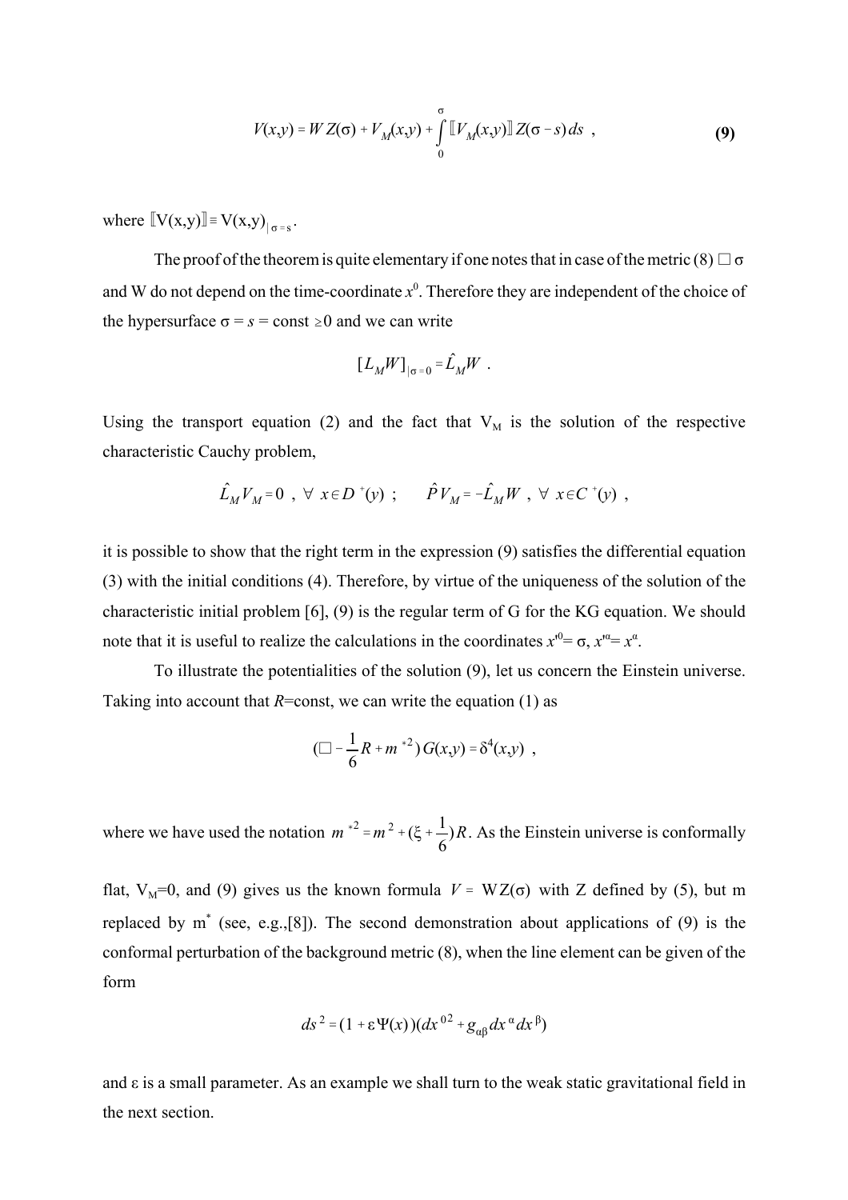$$V(x,y) = W\, Z(\sigma) + V_M(x,y) + \int_0^{\sigma} [\![ V_M(x,y) ]\!]\, Z(\sigma - s)\, ds \ , \tag{9}$$

where $[\![ V(x,y) ]\!] \equiv V(x,y)_{|\,\sigma = s}$.

The proof of the theorem is quite elementary if one notes that in case of the metric (8) $\Box\, \sigma$ and W do not depend on the time-coordinate $x^0$. Therefore they are independent of the choice of the hypersurface $\sigma = s = \text{const} \geq 0$ and we can write

$$[L_M W]_{|\sigma=0} = \hat{L}_M W \ .$$

Using the transport equation (2) and the fact that $V_M$ is the solution of the respective characteristic Cauchy problem,

$$\hat{L}_M V_M = 0 \ , \ \forall \ x \in D^+(y) \ ; \qquad \hat{P}\, V_M = -\hat{L}_M W \ , \ \forall \ x \in C^+(y) \ ,$$

it is possible to show that the right term in the expression (9) satisfies the differential equation (3) with the initial conditions (4). Therefore, by virtue of the uniqueness of the solution of the characteristic initial problem [6], (9) is the regular term of G for the KG equation. We should note that it is useful to realize the calculations in the coordinates $x'^0 = \sigma$, $x'^\alpha = x^\alpha$.

To illustrate the potentialities of the solution (9), let us concern the Einstein universe. Taking into account that $R$=const, we can write the equation (1) as

$$(\Box - \frac{1}{6} R + m^{*2})\, G(x,y) = \delta^4(x,y) \ ,$$

where we have used the notation $m^{*2} = m^2 + (\xi + \frac{1}{6}) R$. As the Einstein universe is conformally flat, $V_M$=0, and (9) gives us the known formula $V = W Z(\sigma)$ with Z defined by (5), but m replaced by $m^*$ (see, e.g.,[8]). The second demonstration about applications of (9) is the conformal perturbation of the background metric (8), when the line element can be given of the form

$$ds^2 = (1 + \varepsilon \Psi(x))(dx^{02} + g_{\alpha\beta}\, dx^\alpha dx^\beta)$$

and $\varepsilon$ is a small parameter. As an example we shall turn to the weak static gravitational field in the next section.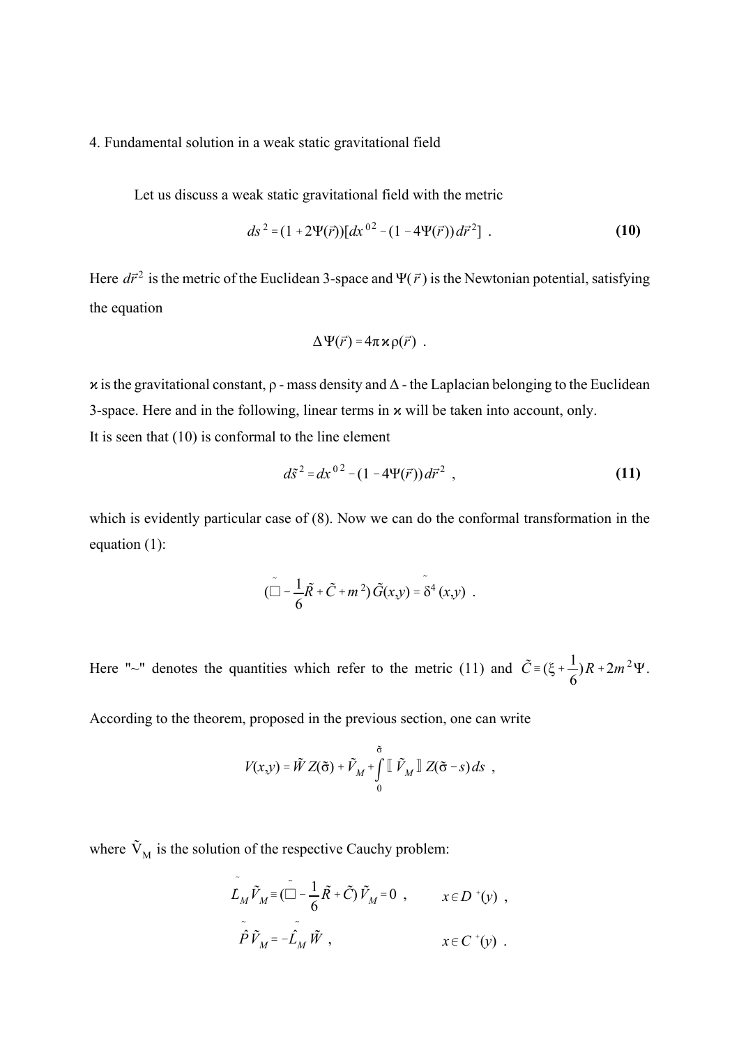4. Fundamental solution in a weak static gravitational field

Let us discuss a weak static gravitational field with the metric

$$ds^2 = (1 + 2\Psi(\vec{r}))[dx^{0\,2} - (1 - 4\Psi(\vec{r}))\, d\vec{r}^{\,2}] \ . \tag{10}$$

Here $d\vec{r}^{\,2}$ is the metric of the Euclidean 3-space and $\Psi(\vec{r})$ is the Newtonian potential, satisfying the equation

$$\Delta\Psi(\vec{r}) = 4\pi\varkappa\rho(\vec{r}) \ .$$

$\varkappa$ is the gravitational constant, $\rho$ - mass density and $\Delta$ - the Laplacian belonging to the Euclidean 3-space. Here and in the following, linear terms in $\varkappa$ will be taken into account, only.
It is seen that (10) is conformal to the line element

$$d\tilde{s}^2 = dx^{0\,2} - (1 - 4\Psi(\vec{r}))\, d\vec{r}^{\,2} \ , \tag{11}$$

which is evidently particular case of (8). Now we can do the conformal transformation in the equation (1):

$$(\tilde{\Box} - \frac{1}{6}\tilde{R} + \tilde{C} + m^2)\, \tilde{G}(x,y) = \tilde{\delta}^4(x,y) \ .$$

Here "~" denotes the quantities which refer to the metric (11) and $\tilde{C} \equiv (\xi + \frac{1}{6})R + 2m^2\Psi$.

According to the theorem, proposed in the previous section, one can write

$$V(x,y) = \tilde{W}\, Z(\tilde{\sigma}) + \tilde{V}_M + \int_0^{\tilde{\sigma}} [\![\, \tilde{V}_M \,]\!]\, Z(\tilde{\sigma} - s)\, ds \ ,$$

where $\tilde{V}_M$ is the solution of the respective Cauchy problem:

$$\tilde{L}_M \tilde{V}_M \equiv (\tilde{\Box} - \frac{1}{6}\tilde{R} + \tilde{C})\, \tilde{V}_M = 0 \ , \qquad x \in D^+(y) \ ,$$

$$\tilde{\hat{P}}\, \tilde{V}_M = -\tilde{\hat{L}}_M \tilde{W} \ , \qquad x \in C^+(y) \ .$$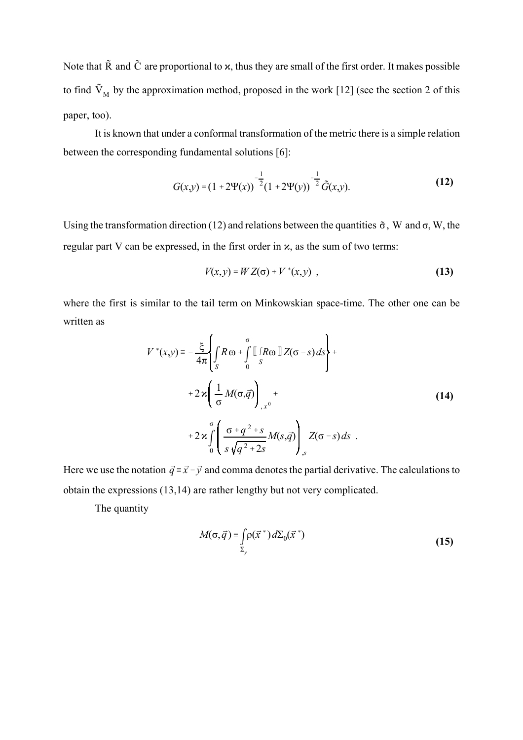Note that $\tilde{\mathrm{R}}$ and $\tilde{\mathrm{C}}$ are proportional to $\varkappa$, thus they are small of the first order. It makes possible to find $\tilde{\mathrm{V}}_{\mathrm{M}}$ by the approximation method, proposed in the work [12] (see the section 2 of this paper, too).

It is known that under a conformal transformation of the metric there is a simple relation between the corresponding fundamental solutions [6]:

$$G(x,y) = (1 + 2\Psi(x))^{-\frac{1}{2}}(1 + 2\Psi(y))^{-\frac{1}{2}}\tilde{G}(x,y). \tag{12}$$

Using the transformation direction (12) and relations between the quantities $\tilde{\sigma}$, W and $\sigma$, W, the regular part V can be expressed, in the first order in $\varkappa$, as the sum of two terms:

$$V(x,y) = W\,Z(\sigma) + V^{*}(x,y)\ , \tag{13}$$

where the first is similar to the tail term on Minkowskian space-time. The other one can be written as

$$\begin{aligned} V^{*}(x,y) \equiv & -\frac{\xi}{4\pi}\left\{\int_{S} R\,\omega + \int_{0}^{\sigma} [\![ \int_{S} R\omega ]\!]\, Z(\sigma - s)\,ds\right\} + \\ & + 2\varkappa\left(\frac{1}{\sigma}M(\sigma,\vec{q})\right)_{,x^{0}} + \\ & + 2\varkappa\int_{0}^{\sigma}\left(\frac{\sigma + q^{2} + s}{s\sqrt{q^{2} + 2s}}M(s,\vec{q})\right)_{,s} Z(\sigma - s)\,ds\ . \end{aligned} \tag{14}$$

Here we use the notation $\vec{q} \equiv \vec{x} - \vec{y}$ and comma denotes the partial derivative. The calculations to obtain the expressions (13,14) are rather lengthy but not very complicated.

The quantity

$$M(\sigma,\vec{q}) \equiv \int_{\Sigma_{y}} \rho(\vec{x}^{\,*})\,d\Sigma_{0}(\vec{x}^{\,*}) \tag{15}$$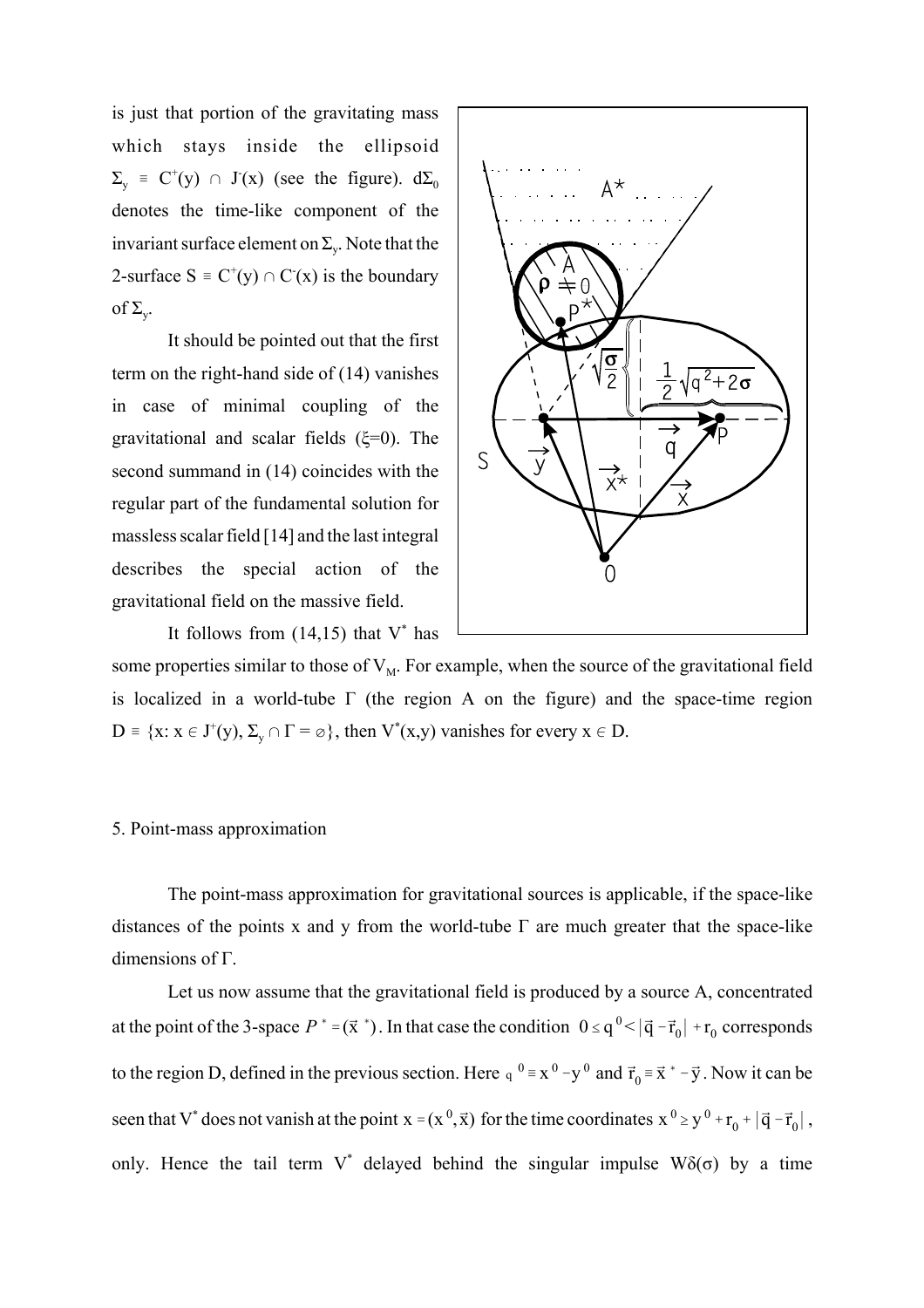is just that portion of the gravitating mass which stays inside the ellipsoid $\Sigma_y \equiv C^+(y) \cap J^-(x)$ (see the figure). $d\Sigma_0$ denotes the time-like component of the invariant surface element on $\Sigma_y$. Note that the 2-surface $S \equiv C^+(y) \cap C^-(x)$ is the boundary of $\Sigma_y$.

It should be pointed out that the first term on the right-hand side of (14) vanishes in case of minimal coupling of the gravitational and scalar fields ($\xi$=0). The second summand in (14) coincides with the regular part of the fundamental solution for massless scalar field [14] and the last integral describes the special action of the gravitational field on the massive field.

It follows from (14,15) that $V^*$ has some properties similar to those of $V_M$. For example, when the source of the gravitational field is localized in a world-tube $\Gamma$ (the region A on the figure) and the space-time region $D \equiv \{x: x \in J^+(y), \Sigma_y \cap \Gamma = \varnothing\}$, then $V^*(x,y)$ vanishes for every $x \in D$.

## 5. Point-mass approximation

The point-mass approximation for gravitational sources is applicable, if the space-like distances of the points x and y from the world-tube $\Gamma$ are much greater that the space-like dimensions of $\Gamma$.

Let us now assume that the gravitational field is produced by a source A, concentrated at the point of the 3-space $P^* = (\vec{x}^*)$. In that case the condition $0 \leq q^0 < |\vec{q} - \vec{r}_0| + r_0$ corresponds to the region D, defined in the previous section. Here $q^0 \equiv x^0 - y^0$ and $\vec{r}_0 \equiv \vec{x}^* - \vec{y}$. Now it can be seen that $V^*$ does not vanish at the point $x = (x^0, \vec{x})$ for the time coordinates $x^0 \geq y^0 + r_0 + |\vec{q} - \vec{r}_0|$, only. Hence the tail term $V^*$ delayed behind the singular impulse $W\delta(\sigma)$ by a time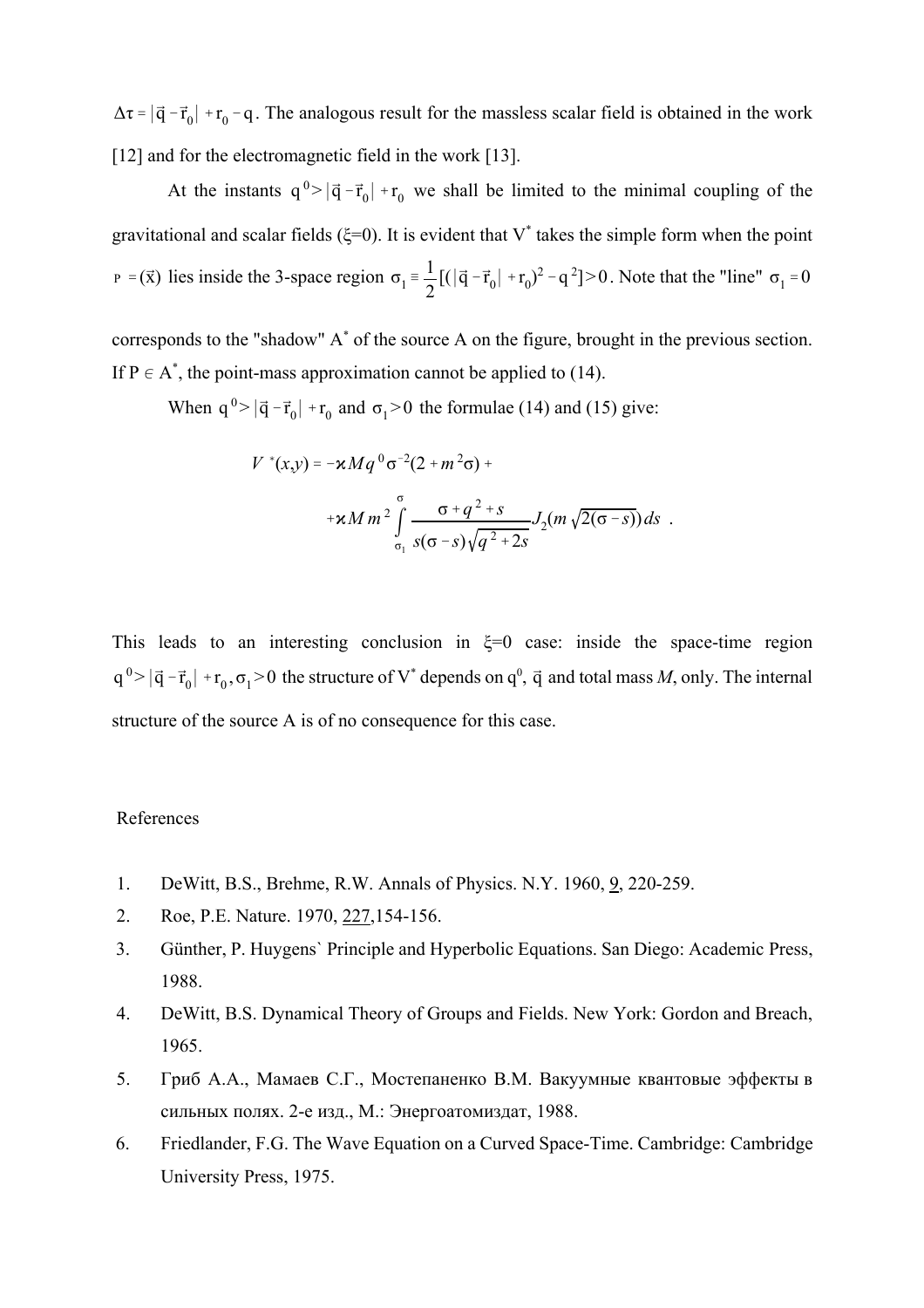$\Delta\tau = |\vec{q} - \vec{r}_0| + r_0 - q$. The analogous result for the massless scalar field is obtained in the work [12] and for the electromagnetic field in the work [13].

At the instants $q^0 > |\vec{q} - \vec{r}_0| + r_0$ we shall be limited to the minimal coupling of the gravitational and scalar fields (ξ=0). It is evident that $V^*$ takes the simple form when the point $P = (\vec{x})$ lies inside the 3-space region $\sigma_1 \equiv \frac{1}{2}[(|\vec{q} - \vec{r}_0| + r_0)^2 - q^2] > 0$. Note that the "line" $\sigma_1 = 0$ corresponds to the "shadow" $A^*$ of the source A on the figure, brought in the previous section. If $P \in A^*$, the point-mass approximation cannot be applied to (14).

When $q^0 > |\vec{q} - \vec{r}_0| + r_0$ and $\sigma_1 > 0$ the formulae (14) and (15) give:

$$V^*(x,y) = -\varkappa M q^0 \sigma^{-2}(2 + m^2\sigma) +$$

$$+\varkappa M m^2 \int_{\sigma_1}^{\sigma} \frac{\sigma + q^2 + s}{s(\sigma - s)\sqrt{q^2 + 2s}} J_2(m\sqrt{2(\sigma - s)})\, ds \; .$$

This leads to an interesting conclusion in ξ=0 case: inside the space-time region $q^0 > |\vec{q} - \vec{r}_0| + r_0, \sigma_1 > 0$ the structure of $V^*$ depends on $q^0$, $\vec{q}$ and total mass *M*, only. The internal structure of the source A is of no consequence for this case.

References

1. DeWitt, B.S., Brehme, R.W. Annals of Physics. N.Y. 1960, 9, 220-259.
2. Roe, P.E. Nature. 1970, 227,154-156.
3. Günther, P. Huygens` Principle and Hyperbolic Equations. San Diego: Academic Press, 1988.
4. DeWitt, B.S. Dynamical Theory of Groups and Fields. New York: Gordon and Breach, 1965.
5. Гриб А.А., Мамаев С.Г., Мостепаненко В.М. Вакуумные квантовые эффекты в сильных полях. 2-е изд., М.: Энергоатомиздат, 1988.
6. Friedlander, F.G. The Wave Equation on a Curved Space-Time. Cambridge: Cambridge University Press, 1975.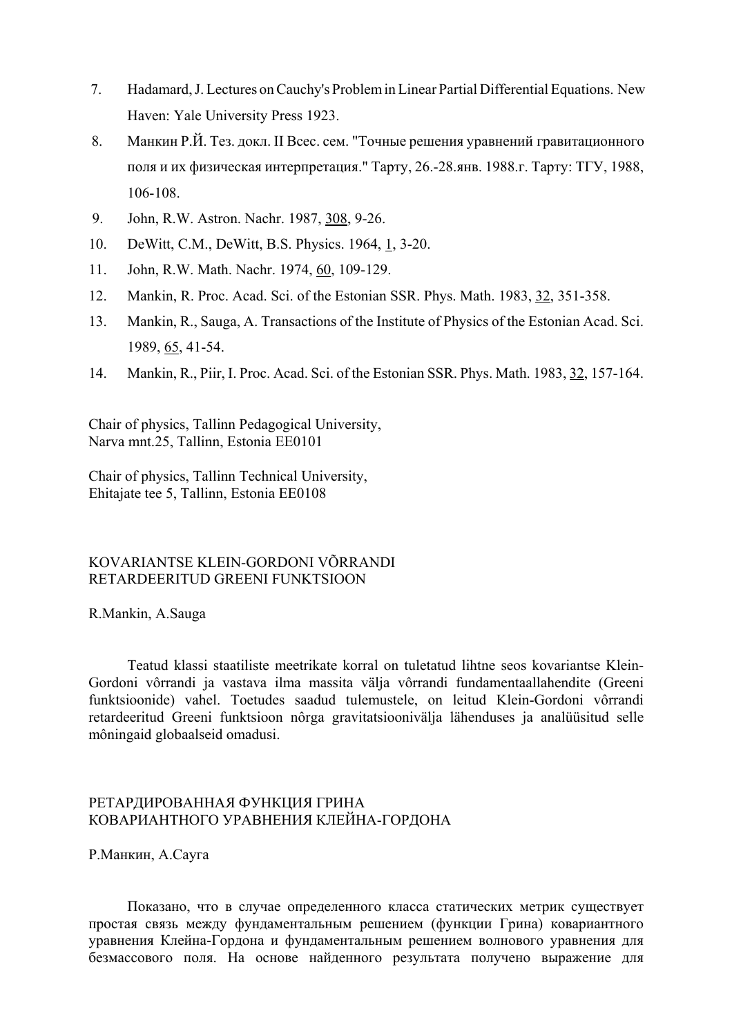7. Hadamard, J. Lectures on Cauchy's Problem in Linear Partial Differential Equations. New Haven: Yale University Press 1923.
8. Манкин Р.Й. Тез. докл. II Всес. сем. "Точные решения уравнений гравитационного поля и их физическая интерпретация." Тарту, 26.-28.янв. 1988.г. Тарту: ТГУ, 1988, 106-108.
9. John, R.W. Astron. Nachr. 1987, 308, 9-26.
10. DeWitt, C.M., DeWitt, B.S. Physics. 1964, 1, 3-20.
11. John, R.W. Math. Nachr. 1974, 60, 109-129.
12. Mankin, R. Proc. Acad. Sci. of the Estonian SSR. Phys. Math. 1983, 32, 351-358.
13. Mankin, R., Sauga, A. Transactions of the Institute of Physics of the Estonian Acad. Sci. 1989, 65, 41-54.
14. Mankin, R., Piir, I. Proc. Acad. Sci. of the Estonian SSR. Phys. Math. 1983, 32, 157-164.

Chair of physics, Tallinn Pedagogical University,
Narva mnt.25, Tallinn, Estonia EE0101

Chair of physics, Tallinn Technical University,
Ehitajate tee 5, Tallinn, Estonia EE0108

## KOVARIANTSE KLEIN-GORDONI VÕRRANDI RETARDEERITUD GREENI FUNKTSIOON

R.Mankin, A.Sauga

Teatud klassi staatiliste meetrikate korral on tuletatud lihtne seos kovariantse Klein-Gordoni võrrandi ja vastava ilma massita välja võrrandi fundamentaallahendite (Greeni funktsioonide) vahel. Toetudes saadud tulemustele, on leitud Klein-Gordoni võrrandi retardeeritud Greeni funktsioon nõrga gravitatsioonivälja lähenduses ja analüüsitud selle mõningaid globaalseid omadusi.

## РЕТАРДИРОВАННАЯ ФУНКЦИЯ ГРИНА КОВАРИАНТНОГО УРАВНЕНИЯ КЛЕЙНА-ГОРДОНА

Р.Манкин, А.Сауга

Показано, что в случае определенного класса статических метрик существует простая связь между фундаментальным решением (функции Грина) ковариантного уравнения Клейна-Гордона и фундаментальным решением волнового уравнения для безмассового поля. На основе найденного результата получено выражение для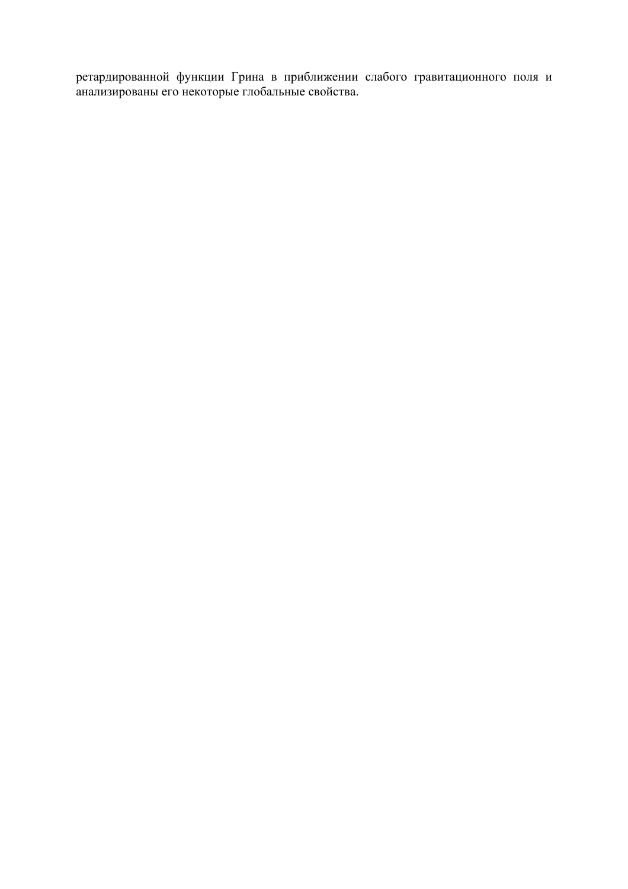ретардированной функции Грина в приближении слабого гравитационного поля и анализированы его некоторые глобальные свойства.